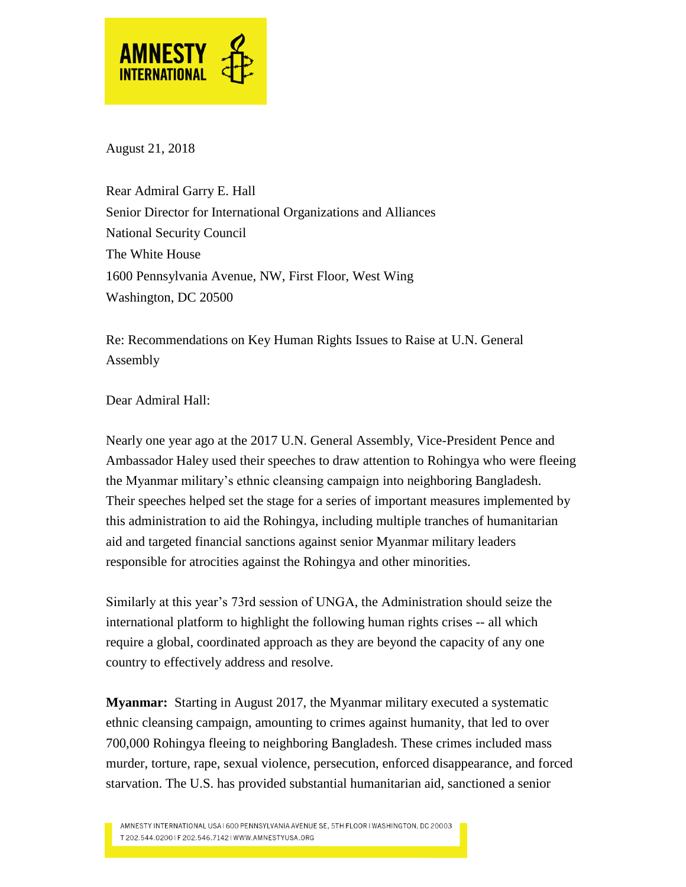August 21, 2018

Rear Admiral Garry E. Hall
Senior Director for International Organizations and Alliances
National Security Council
The White House
1600 Pennsylvania Avenue, NW, First Floor, West Wing
Washington, DC 20500

Re: Recommendations on Key Human Rights Issues to Raise at U.N. General Assembly

Dear Admiral Hall:

Nearly one year ago at the 2017 U.N. General Assembly, Vice-President Pence and Ambassador Haley used their speeches to draw attention to Rohingya who were fleeing the Myanmar military's ethnic cleansing campaign into neighboring Bangladesh. Their speeches helped set the stage for a series of important measures implemented by this administration to aid the Rohingya, including multiple tranches of humanitarian aid and targeted financial sanctions against senior Myanmar military leaders responsible for atrocities against the Rohingya and other minorities.

Similarly at this year's 73rd session of UNGA, the Administration should seize the international platform to highlight the following human rights crises -- all which require a global, coordinated approach as they are beyond the capacity of any one country to effectively address and resolve.

**Myanmar:** Starting in August 2017, the Myanmar military executed a systematic ethnic cleansing campaign, amounting to crimes against humanity, that led to over 700,000 Rohingya fleeing to neighboring Bangladesh. These crimes included mass murder, torture, rape, sexual violence, persecution, enforced disappearance, and forced starvation. The U.S. has provided substantial humanitarian aid, sanctioned a senior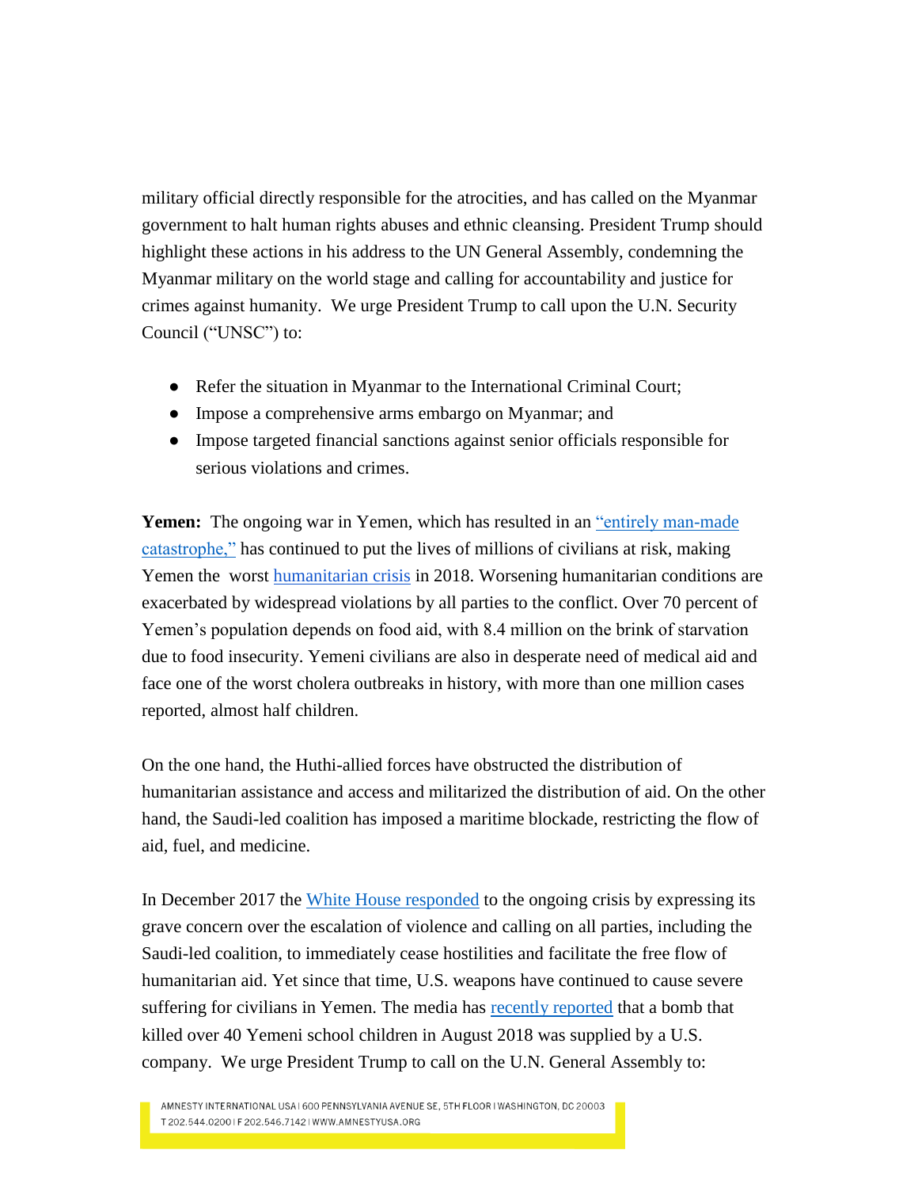military official directly responsible for the atrocities, and has called on the Myanmar government to halt human rights abuses and ethnic cleansing. President Trump should highlight these actions in his address to the UN General Assembly, condemning the Myanmar military on the world stage and calling for accountability and justice for crimes against humanity. We urge President Trump to call upon the U.N. Security Council ("UNSC") to:

- Refer the situation in Myanmar to the International Criminal Court;
- Impose a comprehensive arms embargo on Myanmar; and
- Impose targeted financial sanctions against senior officials responsible for serious violations and crimes.

**Yemen:** The ongoing war in Yemen, which has resulted in an "entirely man-made catastrophe," has continued to put the lives of millions of civilians at risk, making Yemen the worst humanitarian crisis in 2018. Worsening humanitarian conditions are exacerbated by widespread violations by all parties to the conflict. Over 70 percent of Yemen's population depends on food aid, with 8.4 million on the brink of starvation due to food insecurity. Yemeni civilians are also in desperate need of medical aid and face one of the worst cholera outbreaks in history, with more than one million cases reported, almost half children.

On the one hand, the Huthi-allied forces have obstructed the distribution of humanitarian assistance and access and militarized the distribution of aid. On the other hand, the Saudi-led coalition has imposed a maritime blockade, restricting the flow of aid, fuel, and medicine.

In December 2017 the White House responded to the ongoing crisis by expressing its grave concern over the escalation of violence and calling on all parties, including the Saudi-led coalition, to immediately cease hostilities and facilitate the free flow of humanitarian aid. Yet since that time, U.S. weapons have continued to cause severe suffering for civilians in Yemen. The media has recently reported that a bomb that killed over 40 Yemeni school children in August 2018 was supplied by a U.S. company. We urge President Trump to call on the U.N. General Assembly to: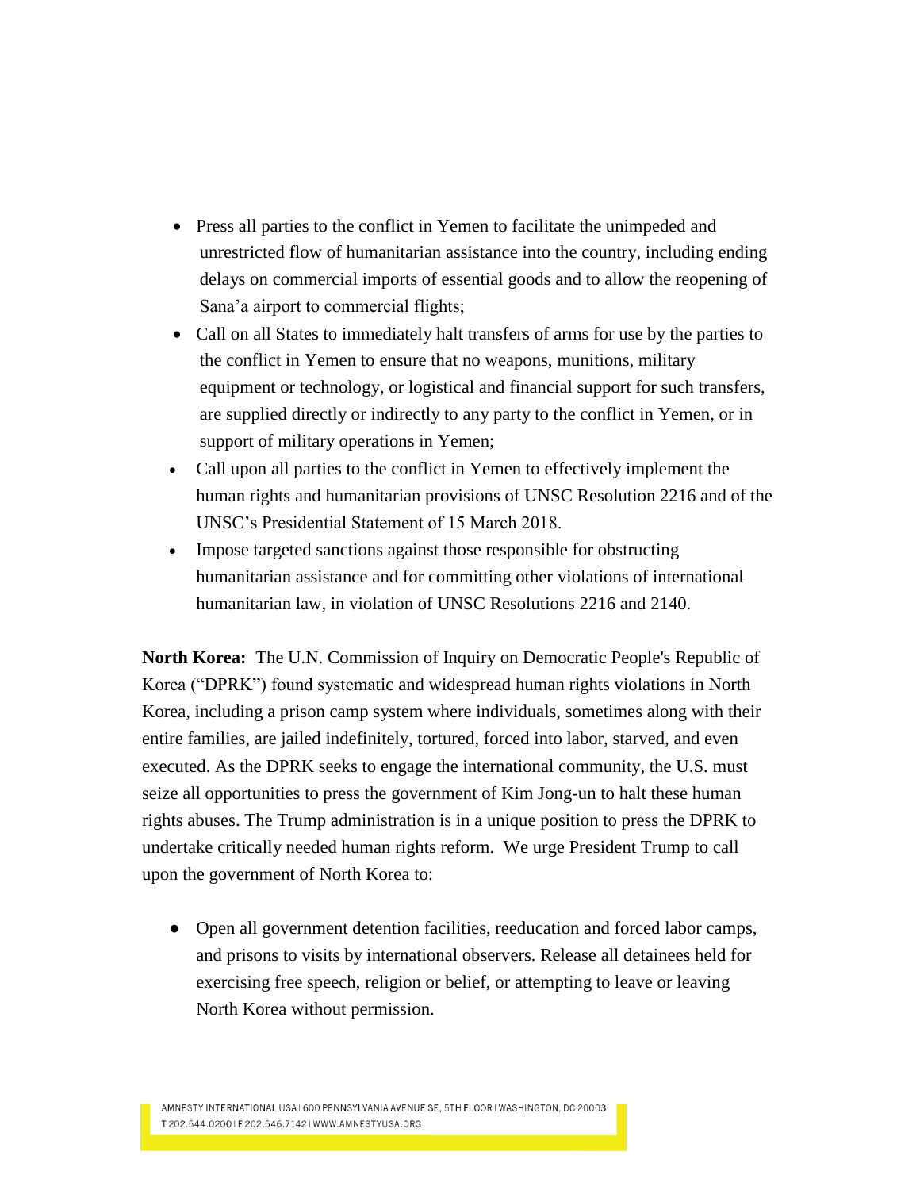- Press all parties to the conflict in Yemen to facilitate the unimpeded and unrestricted flow of humanitarian assistance into the country, including ending delays on commercial imports of essential goods and to allow the reopening of Sana'a airport to commercial flights;
- Call on all States to immediately halt transfers of arms for use by the parties to the conflict in Yemen to ensure that no weapons, munitions, military equipment or technology, or logistical and financial support for such transfers, are supplied directly or indirectly to any party to the conflict in Yemen, or in support of military operations in Yemen;
- Call upon all parties to the conflict in Yemen to effectively implement the human rights and humanitarian provisions of UNSC Resolution 2216 and of the UNSC's Presidential Statement of 15 March 2018.
- Impose targeted sanctions against those responsible for obstructing humanitarian assistance and for committing other violations of international humanitarian law, in violation of UNSC Resolutions 2216 and 2140.

**North Korea:** The U.N. Commission of Inquiry on Democratic People's Republic of Korea ("DPRK") found systematic and widespread human rights violations in North Korea, including a prison camp system where individuals, sometimes along with their entire families, are jailed indefinitely, tortured, forced into labor, starved, and even executed. As the DPRK seeks to engage the international community, the U.S. must seize all opportunities to press the government of Kim Jong-un to halt these human rights abuses. The Trump administration is in a unique position to press the DPRK to undertake critically needed human rights reform. We urge President Trump to call upon the government of North Korea to:

- Open all government detention facilities, reeducation and forced labor camps, and prisons to visits by international observers. Release all detainees held for exercising free speech, religion or belief, or attempting to leave or leaving North Korea without permission.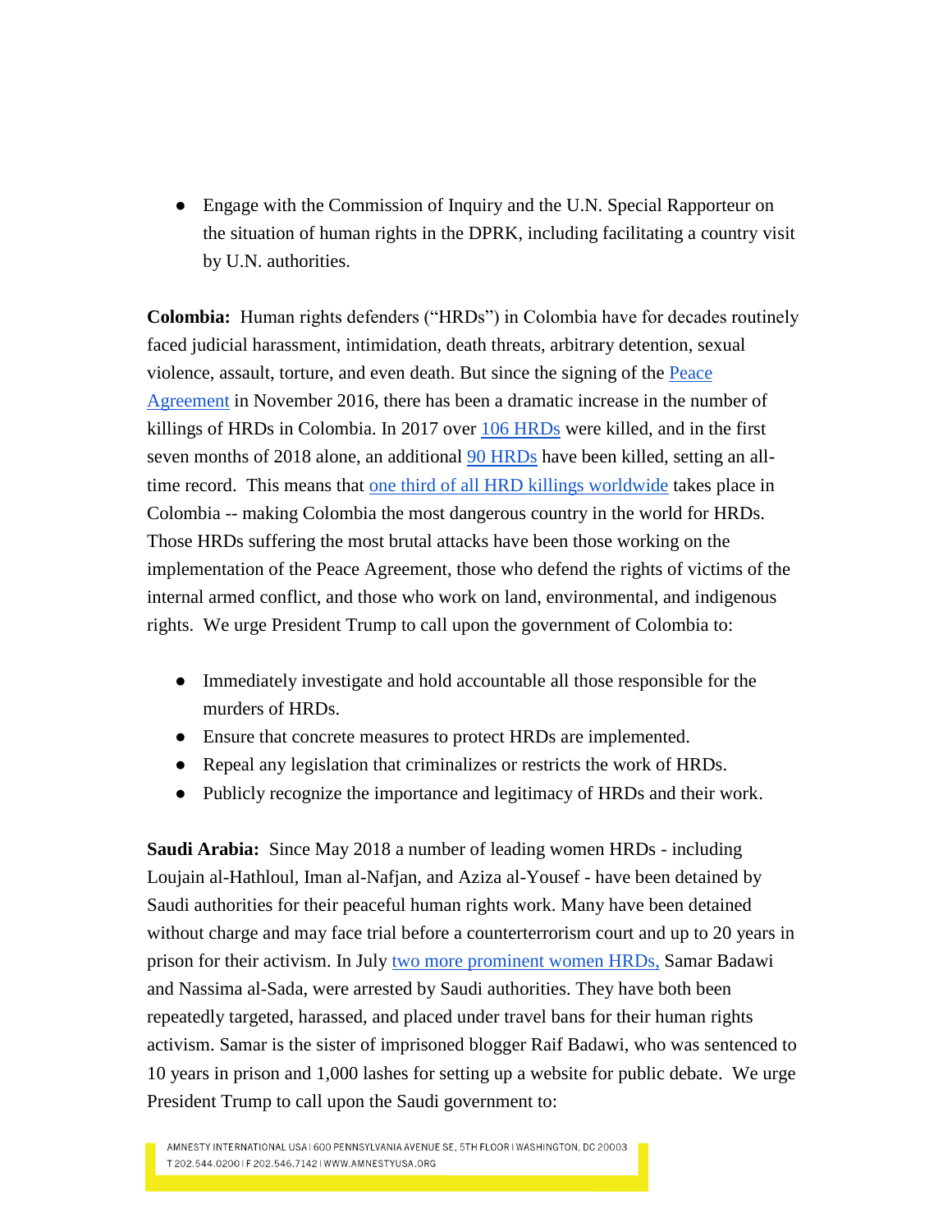- Engage with the Commission of Inquiry and the U.N. Special Rapporteur on the situation of human rights in the DPRK, including facilitating a country visit by U.N. authorities.

**Colombia:** Human rights defenders ("HRDs") in Colombia have for decades routinely faced judicial harassment, intimidation, death threats, arbitrary detention, sexual violence, assault, torture, and even death. But since the signing of the Peace Agreement in November 2016, there has been a dramatic increase in the number of killings of HRDs in Colombia. In 2017 over 106 HRDs were killed, and in the first seven months of 2018 alone, an additional 90 HRDs have been killed, setting an all-time record. This means that one third of all HRD killings worldwide takes place in Colombia -- making Colombia the most dangerous country in the world for HRDs. Those HRDs suffering the most brutal attacks have been those working on the implementation of the Peace Agreement, those who defend the rights of victims of the internal armed conflict, and those who work on land, environmental, and indigenous rights. We urge President Trump to call upon the government of Colombia to:

- Immediately investigate and hold accountable all those responsible for the murders of HRDs.
- Ensure that concrete measures to protect HRDs are implemented.
- Repeal any legislation that criminalizes or restricts the work of HRDs.
- Publicly recognize the importance and legitimacy of HRDs and their work.

**Saudi Arabia:** Since May 2018 a number of leading women HRDs - including Loujain al-Hathloul, Iman al-Nafjan, and Aziza al-Yousef - have been detained by Saudi authorities for their peaceful human rights work. Many have been detained without charge and may face trial before a counterterrorism court and up to 20 years in prison for their activism. In July two more prominent women HRDs, Samar Badawi and Nassima al-Sada, were arrested by Saudi authorities. They have both been repeatedly targeted, harassed, and placed under travel bans for their human rights activism. Samar is the sister of imprisoned blogger Raif Badawi, who was sentenced to 10 years in prison and 1,000 lashes for setting up a website for public debate. We urge President Trump to call upon the Saudi government to: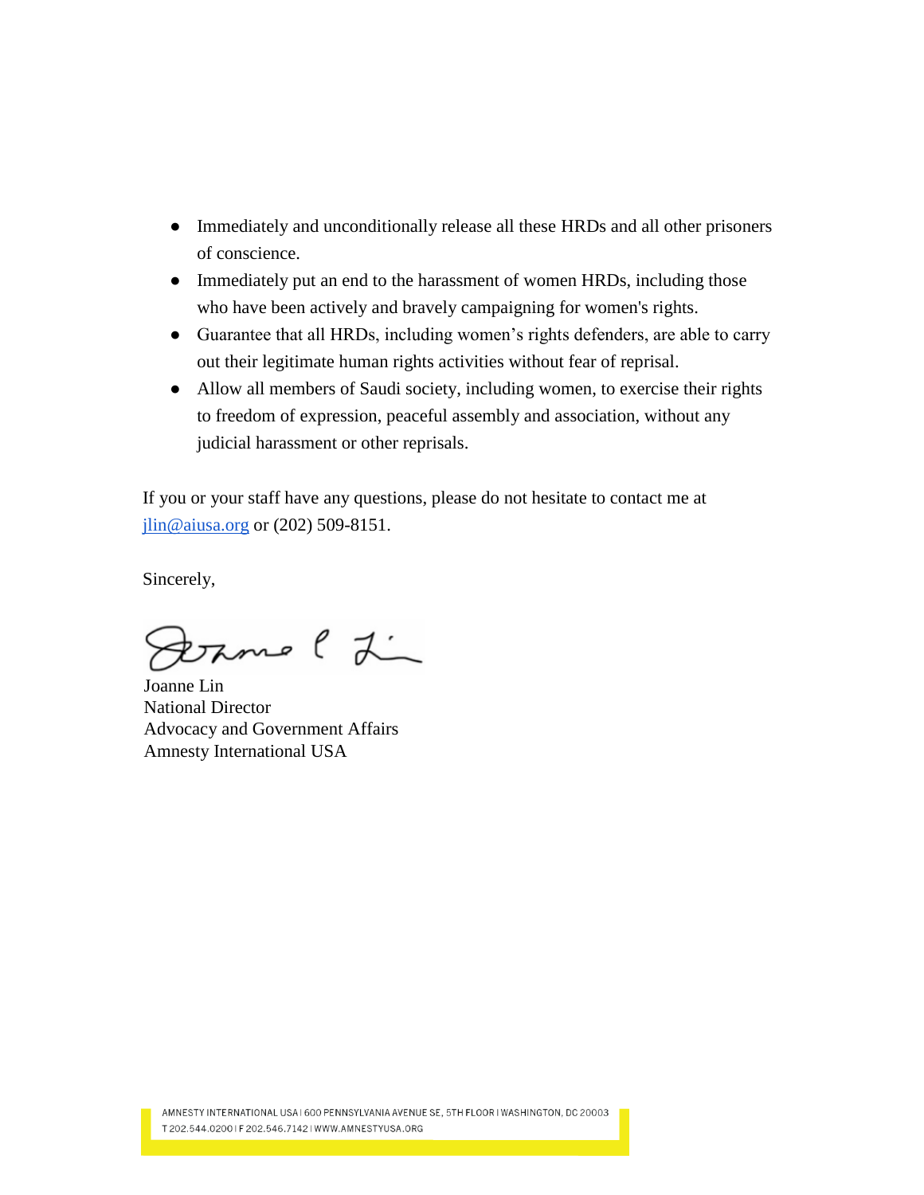- Immediately and unconditionally release all these HRDs and all other prisoners of conscience.
- Immediately put an end to the harassment of women HRDs, including those who have been actively and bravely campaigning for women's rights.
- Guarantee that all HRDs, including women's rights defenders, are able to carry out their legitimate human rights activities without fear of reprisal.
- Allow all members of Saudi society, including women, to exercise their rights to freedom of expression, peaceful assembly and association, without any judicial harassment or other reprisals.

If you or your staff have any questions, please do not hesitate to contact me at jlin@aiusa.org or (202) 509-8151.

Sincerely,

Joanne Lin
National Director
Advocacy and Government Affairs
Amnesty International USA

AMNESTY INTERNATIONAL USA | 600 PENNSYLVANIA AVENUE SE, 5TH FLOOR | WASHINGTON, DC 20003
T 202.544.0200 | F 202.546.7142 | WWW.AMNESTYUSA.ORG